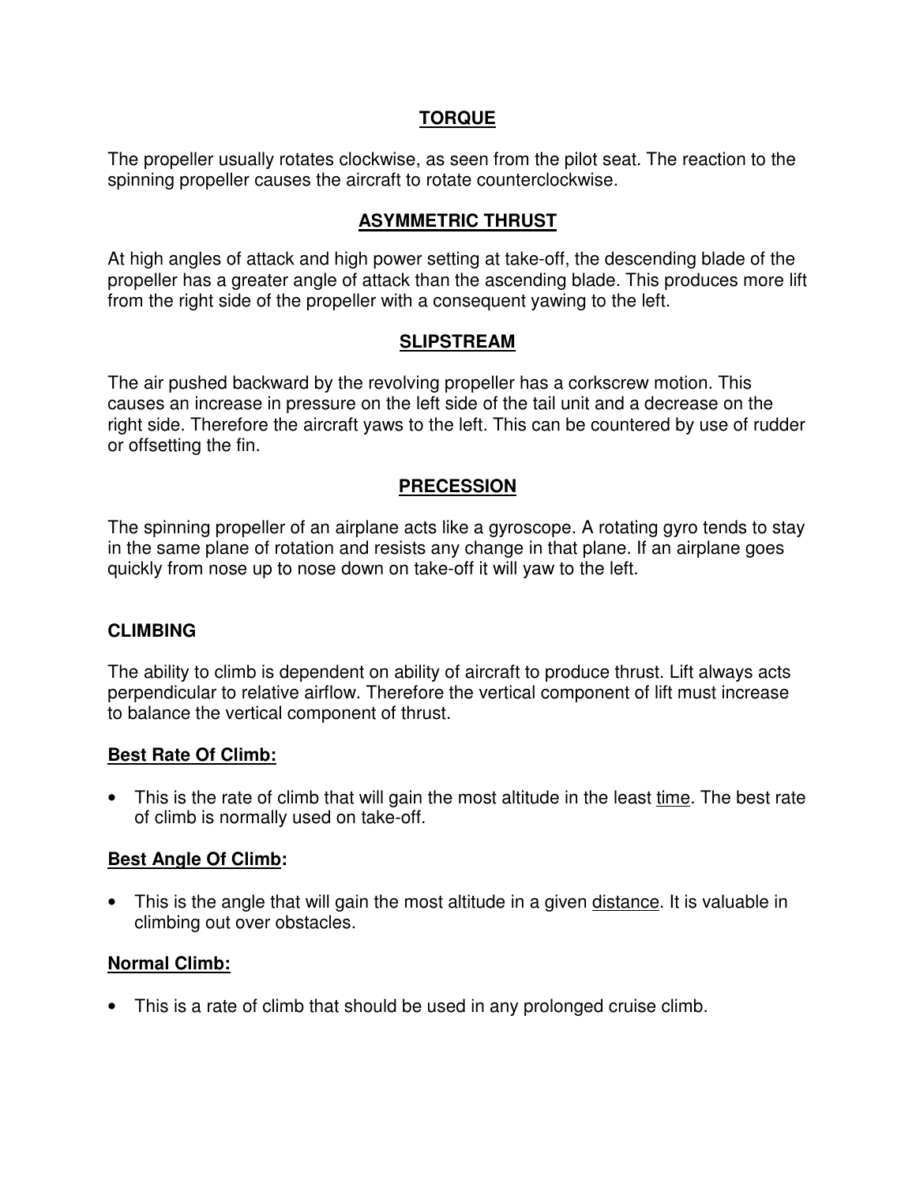## TORQUE

The propeller usually rotates clockwise, as seen from the pilot seat. The reaction to the spinning propeller causes the aircraft to rotate counterclockwise.

## ASYMMETRIC THRUST

At high angles of attack and high power setting at take-off, the descending blade of the propeller has a greater angle of attack than the ascending blade. This produces more lift from the right side of the propeller with a consequent yawing to the left.

## SLIPSTREAM

The air pushed backward by the revolving propeller has a corkscrew motion. This causes an increase in pressure on the left side of the tail unit and a decrease on the right side. Therefore the aircraft yaws to the left. This can be countered by use of rudder or offsetting the fin.

## PRECESSION

The spinning propeller of an airplane acts like a gyroscope. A rotating gyro tends to stay in the same plane of rotation and resists any change in that plane. If an airplane goes quickly from nose up to nose down on take-off it will yaw to the left.

## CLIMBING

The ability to climb is dependent on ability of aircraft to produce thrust. Lift always acts perpendicular to relative airflow. Therefore the vertical component of lift must increase to balance the vertical component of thrust.

### Best Rate Of Climb:

- This is the rate of climb that will gain the most altitude in the least time. The best rate of climb is normally used on take-off.

### Best Angle Of Climb:

- This is the angle that will gain the most altitude in a given distance. It is valuable in climbing out over obstacles.

### Normal Climb:

- This is a rate of climb that should be used in any prolonged cruise climb.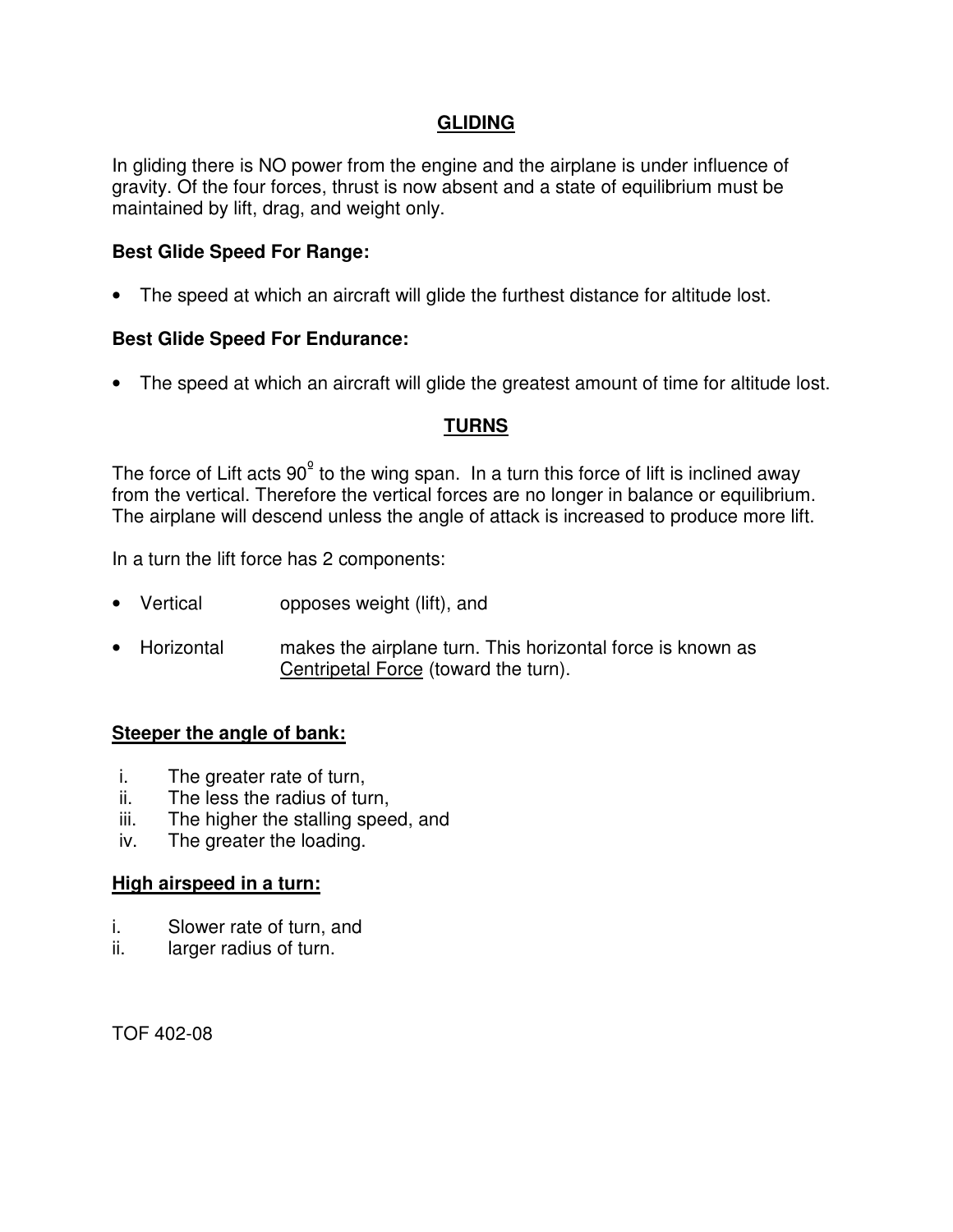## GLIDING

In gliding there is NO power from the engine and the airplane is under influence of gravity. Of the four forces, thrust is now absent and a state of equilibrium must be maintained by lift, drag, and weight only.

**Best Glide Speed For Range:**

- The speed at which an aircraft will glide the furthest distance for altitude lost.

**Best Glide Speed For Endurance:**

- The speed at which an aircraft will glide the greatest amount of time for altitude lost.

## TURNS

The force of Lift acts 90º to the wing span. In a turn this force of lift is inclined away from the vertical. Therefore the vertical forces are no longer in balance or equilibrium. The airplane will descend unless the angle of attack is increased to produce more lift.

In a turn the lift force has 2 components:

- Vertical — opposes weight (lift), and
- Horizontal — makes the airplane turn. This horizontal force is known as Centripetal Force (toward the turn).

**Steeper the angle of bank:**

i. The greater rate of turn,
ii. The less the radius of turn,
iii. The higher the stalling speed, and
iv. The greater the loading.

**High airspeed in a turn:**

i. Slower rate of turn, and
ii. larger radius of turn.

TOF 402-08